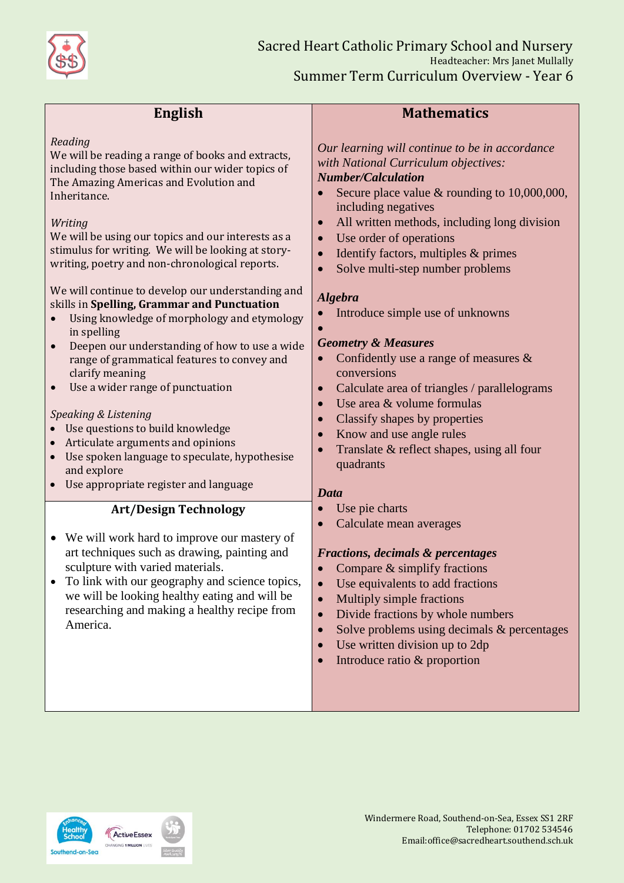# Sacred Heart Catholic Primary School and Nursery

Headteacher: Mrs Janet Mullally

## Summer Term Curriculum Overview - Year 6

## English

*Reading*

We will be reading a range of books and extracts, including those based within our wider topics of The Amazing Americas and Evolution and Inheritance.

*Writing*

We will be using our topics and our interests as a stimulus for writing. We will be looking at story-writing, poetry and non-chronological reports.

We will continue to develop our understanding and skills in **Spelling, Grammar and Punctuation**

- Using knowledge of morphology and etymology in spelling
- Deepen our understanding of how to use a wide range of grammatical features to convey and clarify meaning
- Use a wider range of punctuation

*Speaking & Listening*

- Use questions to build knowledge
- Articulate arguments and opinions
- Use spoken language to speculate, hypothesise and explore
- Use appropriate register and language

## Art/Design Technology

- We will work hard to improve our mastery of art techniques such as drawing, painting and sculpture with varied materials.
- To link with our geography and science topics, we will be looking healthy eating and will be researching and making a healthy recipe from America.

## Mathematics

*Our learning will continue to be in accordance with National Curriculum objectives:*

***Number/Calculation***

- Secure place value & rounding to 10,000,000, including negatives
- All written methods, including long division
- Use order of operations
- Identify factors, multiples & primes
- Solve multi-step number problems

***Algebra***

- Introduce simple use of unknowns

***Geometry & Measures***

- Confidently use a range of measures & conversions
- Calculate area of triangles / parallelograms
- Use area & volume formulas
- Classify shapes by properties
- Know and use angle rules
- Translate & reflect shapes, using all four quadrants

***Data***

- Use pie charts
- Calculate mean averages

***Fractions, decimals & percentages***

- Compare & simplify fractions
- Use equivalents to add fractions
- Multiply simple fractions
- Divide fractions by whole numbers
- Solve problems using decimals & percentages
- Use written division up to 2dp
- Introduce ratio & proportion

Windermere Road, Southend-on-Sea, Essex SS1 2RF
Telephone: 01702 534546
Email:office@sacredheart.southend.sch.uk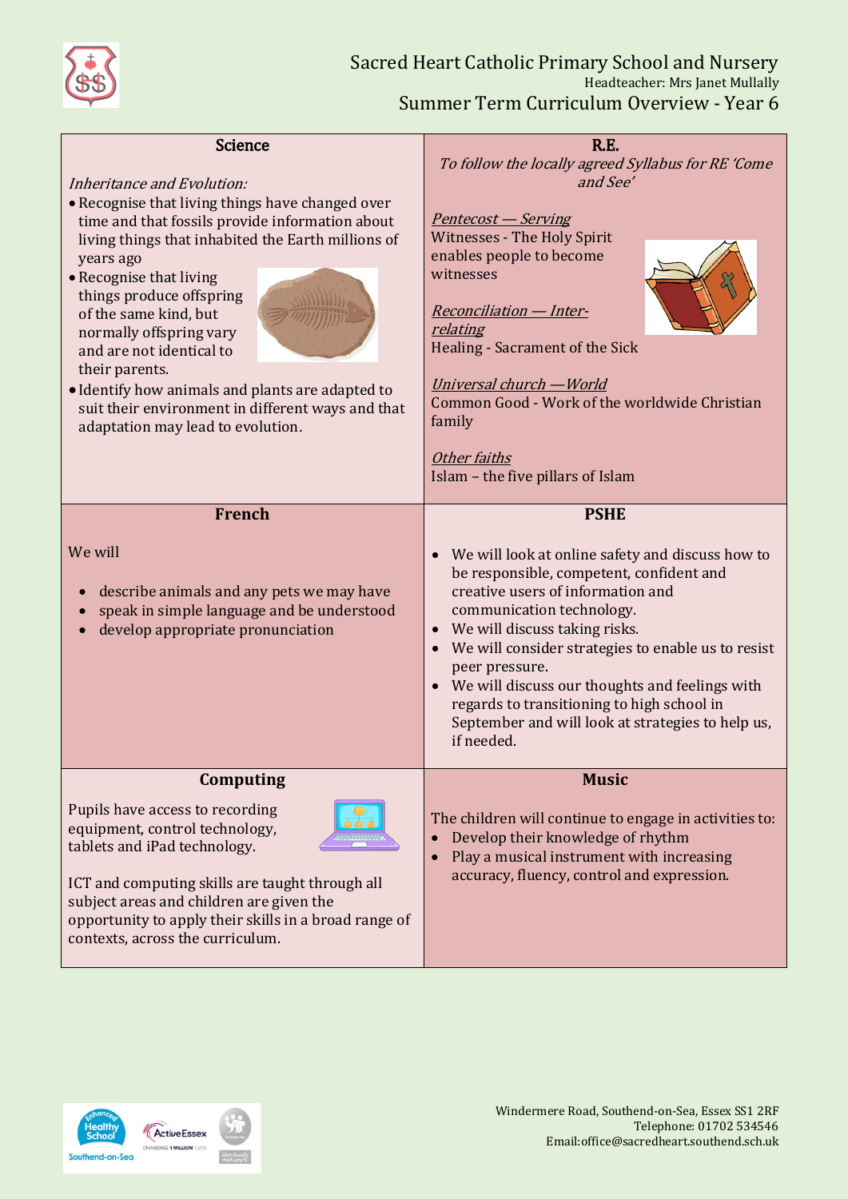# Sacred Heart Catholic Primary School and Nursery

Headteacher: Mrs Janet Mullally

## Summer Term Curriculum Overview - Year 6

### Science

*Inheritance and Evolution:*

- Recognise that living things have changed over time and that fossils provide information about living things that inhabited the Earth millions of years ago
- Recognise that living things produce offspring of the same kind, but normally offspring vary and are not identical to their parents.
- Identify how animals and plants are adapted to suit their environment in different ways and that adaptation may lead to evolution.

### R.E.

*To follow the locally agreed Syllabus for RE 'Come and See'*

*Pentecost — Serving*
Witnesses - The Holy Spirit enables people to become witnesses

*Reconciliation — Inter-relating*
Healing - Sacrament of the Sick

*Universal church —World*
Common Good - Work of the worldwide Christian family

*Other faiths*
Islam – the five pillars of Islam

### French

We will

- describe animals and any pets we may have
- speak in simple language and be understood
- develop appropriate pronunciation

### PSHE

- We will look at online safety and discuss how to be responsible, competent, confident and creative users of information and communication technology.
- We will discuss taking risks.
- We will consider strategies to enable us to resist peer pressure.
- We will discuss our thoughts and feelings with regards to transitioning to high school in September and will look at strategies to help us, if needed.

### Computing

Pupils have access to recording equipment, control technology, tablets and iPad technology.

ICT and computing skills are taught through all subject areas and children are given the opportunity to apply their skills in a broad range of contexts, across the curriculum.

### Music

The children will continue to engage in activities to:

- Develop their knowledge of rhythm
- Play a musical instrument with increasing accuracy, fluency, control and expression.

Windermere Road, Southend-on-Sea, Essex SS1 2RF
Telephone: 01702 534546
Email:office@sacredheart.southend.sch.uk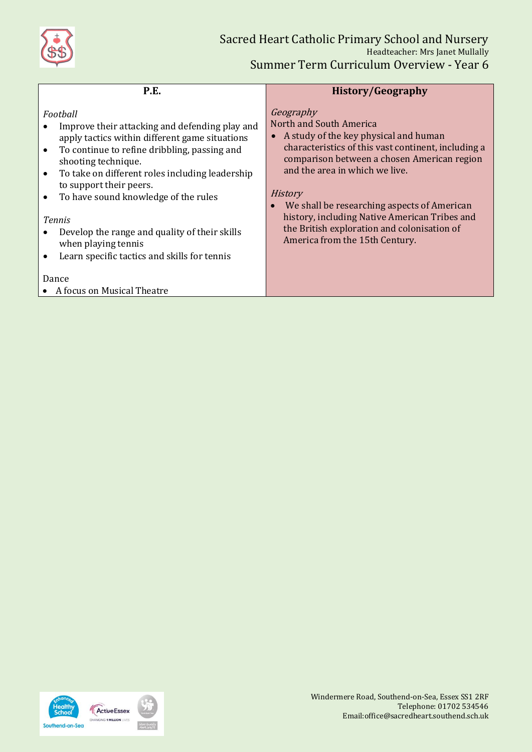Sacred Heart Catholic Primary School and Nursery

Headteacher: Mrs Janet Mullally

Summer Term Curriculum Overview - Year 6

## P.E.

*Football*

- Improve their attacking and defending play and apply tactics within different game situations
- To continue to refine dribbling, passing and shooting technique.
- To take on different roles including leadership to support their peers.
- To have sound knowledge of the rules

*Tennis*

- Develop the range and quality of their skills when playing tennis
- Learn specific tactics and skills for tennis

Dance

- A focus on Musical Theatre

## History/Geography

*Geography*

North and South America

- A study of the key physical and human characteristics of this vast continent, including a comparison between a chosen American region and the area in which we live.

*History*

- We shall be researching aspects of American history, including Native American Tribes and the British exploration and colonisation of America from the 15th Century.

Windermere Road, Southend-on-Sea, Essex SS1 2RF
Telephone: 01702 534546
Email:office@sacredheart.southend.sch.uk